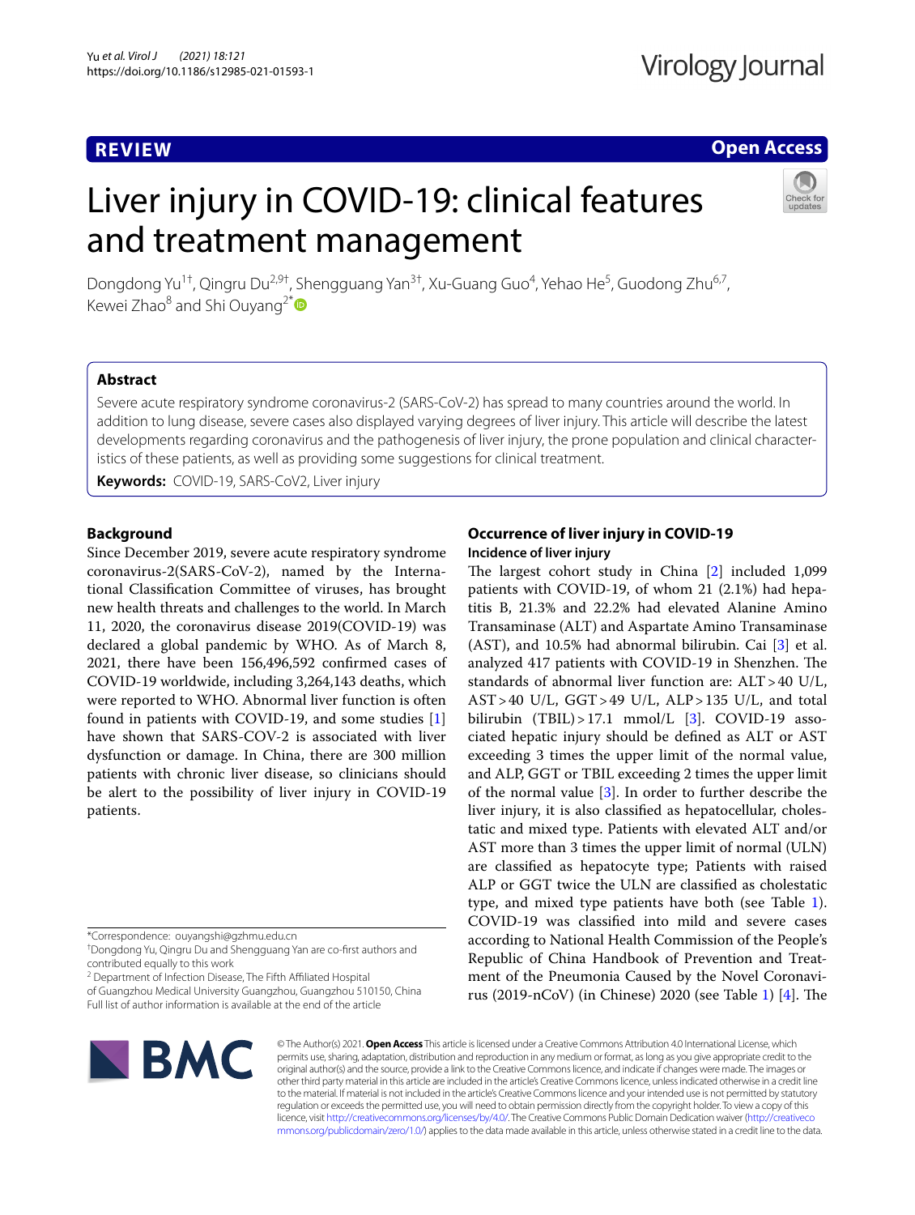REVIEW

Open Access

# Liver injury in COVID-19: clinical features and treatment management

Dongdong Yu[1†], Qingru Du[2,9†], Shengguang Yan[3†], Xu-Guang Guo[4], Yehao He[5], Guodong Zhu[6,7], Kewei Zhao[8] and Shi Ouyang[2*]

## Abstract

Severe acute respiratory syndrome coronavirus-2 (SARS-CoV-2) has spread to many countries around the world. In addition to lung disease, severe cases also displayed varying degrees of liver injury. This article will describe the latest developments regarding coronavirus and the pathogenesis of liver injury, the prone population and clinical characteristics of these patients, as well as providing some suggestions for clinical treatment.

**Keywords:** COVID-19, SARS-CoV2, Liver injury

## Background

Since December 2019, severe acute respiratory syndrome coronavirus-2(SARS-CoV-2), named by the International Classification Committee of viruses, has brought new health threats and challenges to the world. In March 11, 2020, the coronavirus disease 2019(COVID-19) was declared a global pandemic by WHO. As of March 8, 2021, there have been 156,496,592 confirmed cases of COVID-19 worldwide, including 3,264,143 deaths, which were reported to WHO. Abnormal liver function is often found in patients with COVID-19, and some studies [1] have shown that SARS-COV-2 is associated with liver dysfunction or damage. In China, there are 300 million patients with chronic liver disease, so clinicians should be alert to the possibility of liver injury in COVID-19 patients.

## Occurrence of liver injury in COVID-19

### Incidence of liver injury

The largest cohort study in China [2] included 1,099 patients with COVID-19, of whom 21 (2.1%) had hepatitis B, 21.3% and 22.2% had elevated Alanine Amino Transaminase (ALT) and Aspartate Amino Transaminase (AST), and 10.5% had abnormal bilirubin. Cai [3] et al. analyzed 417 patients with COVID-19 in Shenzhen. The standards of abnormal liver function are: ALT > 40 U/L, AST > 40 U/L, GGT > 49 U/L, ALP > 135 U/L, and total bilirubin (TBIL) > 17.1 mmol/L [3]. COVID-19 associated hepatic injury should be defined as ALT or AST exceeding 3 times the upper limit of the normal value, and ALP, GGT or TBIL exceeding 2 times the upper limit of the normal value [3]. In order to further describe the liver injury, it is also classified as hepatocellular, cholestatic and mixed type. Patients with elevated ALT and/or AST more than 3 times the upper limit of normal (ULN) are classified as hepatocyte type; Patients with raised ALP or GGT twice the ULN are classified as cholestatic type, and mixed type patients have both (see Table 1). COVID-19 was classified into mild and severe cases according to National Health Commission of the People's Republic of China Handbook of Prevention and Treatment of the Pneumonia Caused by the Novel Coronavirus (2019-nCoV) (in Chinese) 2020 (see Table 1) [4]. The

*Correspondence: ouyangshi@gzhmu.edu.cn

†Dongdong Yu, Qingru Du and Shengguang Yan are co-first authors and contributed equally to this work

[2] Department of Infection Disease, The Fifth Affiliated Hospital of Guangzhou Medical University Guangzhou, Guangzhou 510150, China

Full list of author information is available at the end of the article

© The Author(s) 2021. **Open Access** This article is licensed under a Creative Commons Attribution 4.0 International License, which permits use, sharing, adaptation, distribution and reproduction in any medium or format, as long as you give appropriate credit to the original author(s) and the source, provide a link to the Creative Commons licence, and indicate if changes were made. The images or other third party material in this article are included in the article's Creative Commons licence, unless indicated otherwise in a credit line to the material. If material is not included in the article's Creative Commons licence and your intended use is not permitted by statutory regulation or exceeds the permitted use, you will need to obtain permission directly from the copyright holder. To view a copy of this licence, visit http://creativecommons.org/licenses/by/4.0/. The Creative Commons Public Domain Dedication waiver (http://creativecommons.org/publicdomain/zero/1.0/) applies to the data made available in this article, unless otherwise stated in a credit line to the data.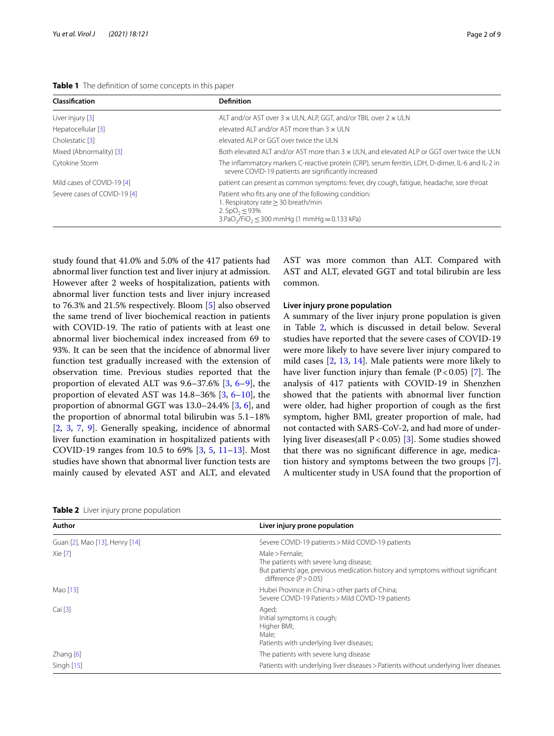**Table 1** The definition of some concepts in this paper

| Classification | Definition |
|---|---|
| Liver injury [3] | ALT and/or AST over 3 × ULN, ALP, GGT, and/or TBIL over 2 × ULN |
| Hepatocellular [3] | elevated ALT and/or AST more than 3 × ULN |
| Cholestatic [3] | elevated ALP or GGT over twice the ULN |
| Mixed (Abnormality) [3] | Both elevated ALT and/or AST more than 3 × ULN, and elevated ALP or GGT over twice the ULN |
| Cytokine Storm | The inflammatory markers C-reactive protein (CRP), serum ferritin, LDH, D-dimer, IL-6 and IL-2 in severe COVID-19 patients are significantly increased |
| Mild cases of COVID-19 [4] | patient can present as common symptoms: fever, dry cough, fatigue, headache, sore throat |
| Severe cases of COVID-19 [4] | Patient who fits any one of the following condition:<br>1. Respiratory rate ≥ 30 breath/min<br>2. $SpO_2 \leq 93\%$<br>3.$PaO_2/FiO_2 \leq 300$ mmHg (1 mmHg = 0.133 kPa) |

study found that 41.0% and 5.0% of the 417 patients had abnormal liver function test and liver injury at admission. However after 2 weeks of hospitalization, patients with abnormal liver function tests and liver injury increased to 76.3% and 21.5% respectively. Bloom [5] also observed the same trend of liver biochemical reaction in patients with COVID-19. The ratio of patients with at least one abnormal liver biochemical index increased from 69 to 93%. It can be seen that the incidence of abnormal liver function test gradually increased with the extension of observation time. Previous studies reported that the proportion of elevated ALT was 9.6–37.6% [3, 6–9], the proportion of elevated AST was 14.8–36% [3, 6–10], the proportion of abnormal GGT was 13.0–24.4% [3, 6], and the proportion of abnormal total bilirubin was 5.1–18% [2, 3, 7, 9]. Generally speaking, incidence of abnormal liver function examination in hospitalized patients with COVID-19 ranges from 10.5 to 69% [3, 5, 11–13]. Most studies have shown that abnormal liver function tests are mainly caused by elevated AST and ALT, and elevated AST was more common than ALT. Compared with AST and ALT, elevated GGT and total bilirubin are less common.

#### Liver injury prone population

A summary of the liver injury prone population is given in Table 2, which is discussed in detail below. Several studies have reported that the severe cases of COVID-19 were more likely to have severe liver injury compared to mild cases [2, 13, 14]. Male patients were more likely to have liver function injury than female ($P<0.05$) [7]. The analysis of 417 patients with COVID-19 in Shenzhen showed that the patients with abnormal liver function were older, had higher proportion of cough as the first symptom, higher BMI, greater proportion of male, had not contacted with SARS-CoV-2, and had more of underlying liver diseases(all $P<0.05$) [3]. Some studies showed that there was no significant difference in age, medication history and symptoms between the two groups [7]. A multicenter study in USA found that the proportion of

**Table 2** Liver injury prone population

| Author | Liver injury prone population |
|---|---|
| Guan [2], Mao [13], Henry [14] | Severe COVID-19 patients > Mild COVID-19 patients |
| Xie [7] | Male > Female;<br>The patients with severe lung disease;<br>But patients' age, previous medication history and symptoms without significant difference ($P>0.05$) |
| Mao [13] | Hubei Province in China > other parts of China;<br>Severe COVID-19 Patients > Mild COVID-19 patients |
| Cai [3] | Aged;<br>Initial symptoms is cough;<br>Higher BMI;<br>Male;<br>Patients with underlying liver diseases; |
| Zhang [6] | The patients with severe lung disease |
| Singh [15] | Patients with underlying liver diseases > Patients without underlying liver diseases |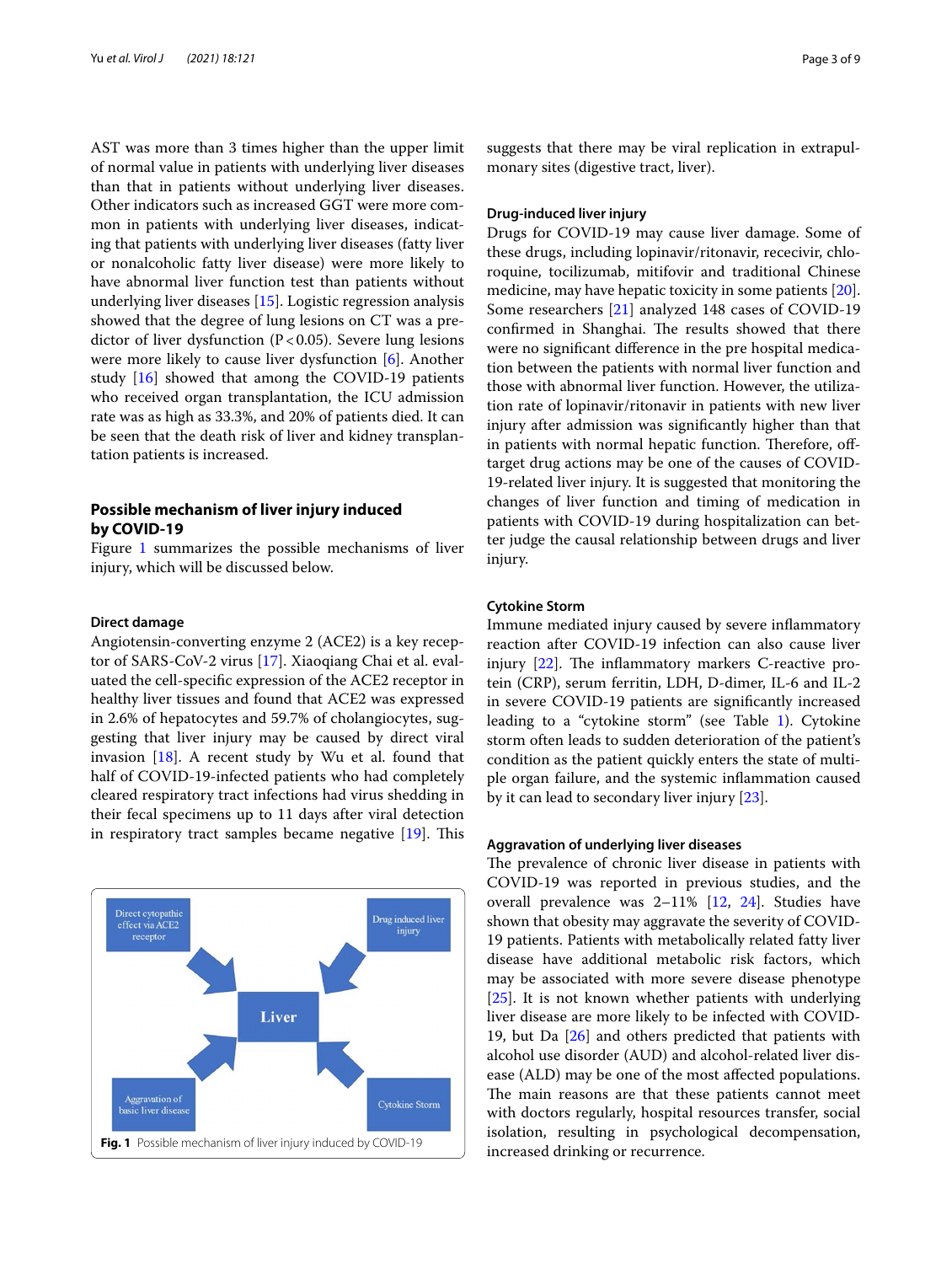AST was more than 3 times higher than the upper limit of normal value in patients with underlying liver diseases than that in patients without underlying liver diseases. Other indicators such as increased GGT were more common in patients with underlying liver diseases, indicating that patients with underlying liver diseases (fatty liver or nonalcoholic fatty liver disease) were more likely to have abnormal liver function test than patients without underlying liver diseases [15]. Logistic regression analysis showed that the degree of lung lesions on CT was a predictor of liver dysfunction ($P < 0.05$). Severe lung lesions were more likely to cause liver dysfunction [6]. Another study [16] showed that among the COVID-19 patients who received organ transplantation, the ICU admission rate was as high as 33.3%, and 20% of patients died. It can be seen that the death risk of liver and kidney transplantation patients is increased.

## Possible mechanism of liver injury induced by COVID-19

Figure 1 summarizes the possible mechanisms of liver injury, which will be discussed below.

### Direct damage

Angiotensin-converting enzyme 2 (ACE2) is a key receptor of SARS-CoV-2 virus [17]. Xiaoqiang Chai et al. evaluated the cell-specific expression of the ACE2 receptor in healthy liver tissues and found that ACE2 was expressed in 2.6% of hepatocytes and 59.7% of cholangiocytes, suggesting that liver injury may be caused by direct viral invasion [18]. A recent study by Wu et al. found that half of COVID-19-infected patients who had completely cleared respiratory tract infections had virus shedding in their fecal specimens up to 11 days after viral detection in respiratory tract samples became negative [19]. This suggests that there may be viral replication in extrapulmonary sites (digestive tract, liver).

Direct cytopathic effect via ACE2 receptor | Drug induced liver injury | Liver | Aggravation of basic liver disease | Cytokine Storm

**Fig. 1** Possible mechanism of liver injury induced by COVID-19

### Drug-induced liver injury

Drugs for COVID-19 may cause liver damage. Some of these drugs, including lopinavir/ritonavir, rececivir, chloroquine, tocilizumab, mitifovir and traditional Chinese medicine, may have hepatic toxicity in some patients [20]. Some researchers [21] analyzed 148 cases of COVID-19 confirmed in Shanghai. The results showed that there were no significant difference in the pre hospital medication between the patients with normal liver function and those with abnormal liver function. However, the utilization rate of lopinavir/ritonavir in patients with new liver injury after admission was significantly higher than that in patients with normal hepatic function. Therefore, off-target drug actions may be one of the causes of COVID-19-related liver injury. It is suggested that monitoring the changes of liver function and timing of medication in patients with COVID-19 during hospitalization can better judge the causal relationship between drugs and liver injury.

### Cytokine Storm

Immune mediated injury caused by severe inflammatory reaction after COVID-19 infection can also cause liver injury [22]. The inflammatory markers C-reactive protein (CRP), serum ferritin, LDH, D-dimer, IL-6 and IL-2 in severe COVID-19 patients are significantly increased leading to a "cytokine storm" (see Table 1). Cytokine storm often leads to sudden deterioration of the patient's condition as the patient quickly enters the state of multiple organ failure, and the systemic inflammation caused by it can lead to secondary liver injury [23].

### Aggravation of underlying liver diseases

The prevalence of chronic liver disease in patients with COVID-19 was reported in previous studies, and the overall prevalence was 2–11% [12, 24]. Studies have shown that obesity may aggravate the severity of COVID-19 patients. Patients with metabolically related fatty liver disease have additional metabolic risk factors, which may be associated with more severe disease phenotype [25]. It is not known whether patients with underlying liver disease are more likely to be infected with COVID-19, but Da [26] and others predicted that patients with alcohol use disorder (AUD) and alcohol-related liver disease (ALD) may be one of the most affected populations. The main reasons are that these patients cannot meet with doctors regularly, hospital resources transfer, social isolation, resulting in psychological decompensation, increased drinking or recurrence.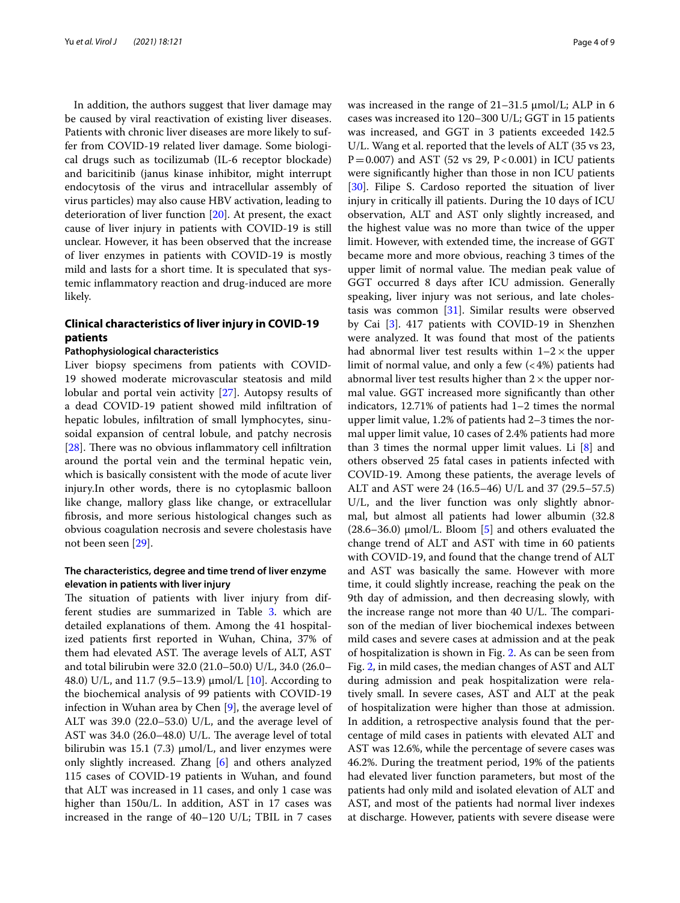In addition, the authors suggest that liver damage may be caused by viral reactivation of existing liver diseases. Patients with chronic liver diseases are more likely to suffer from COVID-19 related liver damage. Some biological drugs such as tocilizumab (IL-6 receptor blockade) and baricitinib (janus kinase inhibitor, might interrupt endocytosis of the virus and intracellular assembly of virus particles) may also cause HBV activation, leading to deterioration of liver function [20]. At present, the exact cause of liver injury in patients with COVID-19 is still unclear. However, it has been observed that the increase of liver enzymes in patients with COVID-19 is mostly mild and lasts for a short time. It is speculated that systemic inflammatory reaction and drug-induced are more likely.

## Clinical characteristics of liver injury in COVID-19 patients

### Pathophysiological characteristics

Liver biopsy specimens from patients with COVID-19 showed moderate microvascular steatosis and mild lobular and portal vein activity [27]. Autopsy results of a dead COVID-19 patient showed mild infiltration of hepatic lobules, infiltration of small lymphocytes, sinusoidal expansion of central lobule, and patchy necrosis [28]. There was no obvious inflammatory cell infiltration around the portal vein and the terminal hepatic vein, which is basically consistent with the mode of acute liver injury.In other words, there is no cytoplasmic balloon like change, mallory glass like change, or extracellular fibrosis, and more serious histological changes such as obvious coagulation necrosis and severe cholestasis have not been seen [29].

### The characteristics, degree and time trend of liver enzyme elevation in patients with liver injury

The situation of patients with liver injury from different studies are summarized in Table 3. which are detailed explanations of them. Among the 41 hospitalized patients first reported in Wuhan, China, 37% of them had elevated AST. The average levels of ALT, AST and total bilirubin were 32.0 (21.0–50.0) U/L, 34.0 (26.0–48.0) U/L, and 11.7 (9.5–13.9) μmol/L [10]. According to the biochemical analysis of 99 patients with COVID-19 infection in Wuhan area by Chen [9], the average level of ALT was 39.0 (22.0–53.0) U/L, and the average level of AST was 34.0 (26.0–48.0) U/L. The average level of total bilirubin was 15.1 (7.3) μmol/L, and liver enzymes were only slightly increased. Zhang [6] and others analyzed 115 cases of COVID-19 patients in Wuhan, and found that ALT was increased in 11 cases, and only 1 case was higher than 150u/L. In addition, AST in 17 cases was increased in the range of 40–120 U/L; TBIL in 7 cases was increased in the range of 21–31.5 μmol/L; ALP in 6 cases was increased ito 120–300 U/L; GGT in 15 patients was increased, and GGT in 3 patients exceeded 142.5 U/L. Wang et al. reported that the levels of ALT (35 vs 23, $P = 0.007$) and AST (52 vs 29, $P < 0.001$) in ICU patients were significantly higher than those in non ICU patients [30]. Filipe S. Cardoso reported the situation of liver injury in critically ill patients. During the 10 days of ICU observation, ALT and AST only slightly increased, and the highest value was no more than twice of the upper limit. However, with extended time, the increase of GGT became more and more obvious, reaching 3 times of the upper limit of normal value. The median peak value of GGT occurred 8 days after ICU admission. Generally speaking, liver injury was not serious, and late cholestasis was common [31]. Similar results were observed by Cai [3]. 417 patients with COVID-19 in Shenzhen were analyzed. It was found that most of the patients had abnormal liver test results within $1\text{–}2 \times$ the upper limit of normal value, and only a few (<4%) patients had abnormal liver test results higher than $2 \times$ the upper normal value. GGT increased more significantly than other indicators, 12.71% of patients had 1–2 times the normal upper limit value, 1.2% of patients had 2–3 times the normal upper limit value, 10 cases of 2.4% patients had more than 3 times the normal upper limit values. Li [8] and others observed 25 fatal cases in patients infected with COVID-19. Among these patients, the average levels of ALT and AST were 24 (16.5–46) U/L and 37 (29.5–57.5) U/L, and the liver function was only slightly abnormal, but almost all patients had lower albumin (32.8 (28.6–36.0) μmol/L. Bloom [5] and others evaluated the change trend of ALT and AST with time in 60 patients with COVID-19, and found that the change trend of ALT and AST was basically the same. However with more time, it could slightly increase, reaching the peak on the 9th day of admission, and then decreasing slowly, with the increase range not more than 40 U/L. The comparison of the median of liver biochemical indexes between mild cases and severe cases at admission and at the peak of hospitalization is shown in Fig. 2. As can be seen from Fig. 2, in mild cases, the median changes of AST and ALT during admission and peak hospitalization were relatively small. In severe cases, AST and ALT at the peak of hospitalization were higher than those at admission. In addition, a retrospective analysis found that the percentage of mild cases in patients with elevated ALT and AST was 12.6%, while the percentage of severe cases was 46.2%. During the treatment period, 19% of the patients had elevated liver function parameters, but most of the patients had only mild and isolated elevation of ALT and AST, and most of the patients had normal liver indexes at discharge. However, patients with severe disease were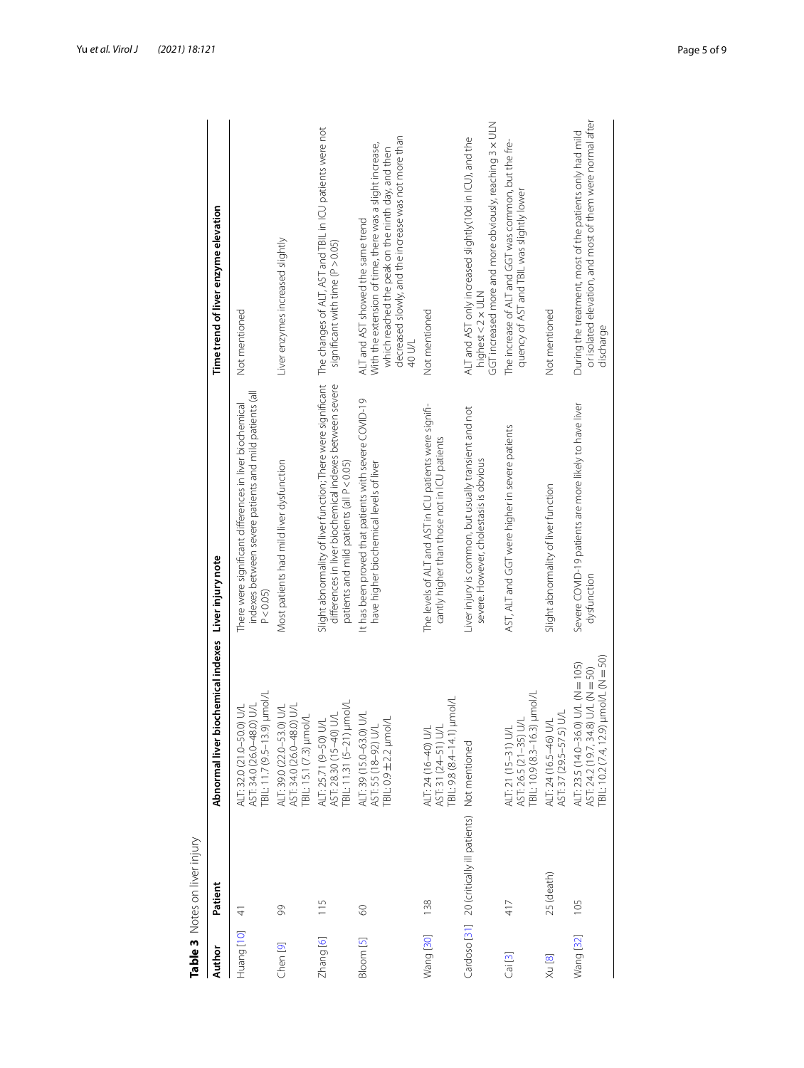**Table 3** Notes on liver injury

| Author | Patient | Abnormal liver biochemical indexes | Liver injury note | Time trend of liver enzyme elevation |
|---|---|---|---|---|
| Huang [10] | 41 | ALT: 32.0 (21.0–50.0) U/L<br>AST: 34.0 (26.0–48.0) U/L<br>TBIL: 11.7 (9.5–13.9) μmol/L | There were significant differences in liver biochemical indexes between severe patients and mild patients (all $P < 0.05$) | Not mentioned |
| Chen [9] | 99 | ALT: 39.0 (22.0–53.0) U/L<br>AST: 34.0 (26.0–48.0) U/L<br>TBIL: 15.1 (7.3) μmol/L | Most patients had mild liver dysfunction | Liver enzymes increased slightly |
| Zhang [6] | 115 | ALT: 25.71 (9–50) U/L<br>AST: 28.30 (15–40) U/L<br>TBIL: 11.31 (5–21) μmol/L | Slight abnormality of liver function; There were significant differences in liver biochemical indexes between severe patients and mild patients (all $P < 0.05$) | The changes of ALT, AST and TBIL in ICU patients were not significant with time ($P > 0.05$) |
| Bloom [5] | 60 | ALT: 39 (15.0–63.0) U/L<br>AST: 55 (18–92) U/L<br>TBIL: 0.9 ± 2.2 μmol/L | It has been proved that patients with severe COVID-19 have higher biochemical levels of liver | ALT and AST showed the same trend<br>With the extension of time, there was a slight increase, which reached the peak on the ninth day, and then decreased slowly, and the increase was not more than 40 U/L |
| Wang [30] | 138 | ALT: 24 (16–40) U/L<br>AST: 31 (24–51) U/L<br>TBIL: 9.8 (8.4–14.1) μmol/L | The levels of ALT and AST in ICU patients were significantly higher than those not in ICU patients | Not mentioned |
| Cardoso [31] | 20 (critically ill patients) | Not mentioned | Liver injury is common, but usually transient and not severe. However, cholestasis is obvious | ALT and AST only increased slightly(10d in ICU), and the highest < 2 × ULN<br>GGT increased more and more obviously, reaching 3 × ULN |
| Cai [3] | 417 | ALT: 21 (15–31) U/L<br>AST: 26.5 (21–35) U/L<br>TBIL: 10.9 (8.3–16.3) μmol/L | AST, ALT and GGT were higher in severe patients | The increase of ALT and GGT was common, but the frequency of AST and TBIL was slightly lower |
| Xu [8] | 25 (death) | ALT: 24 (16.5–46) U/L<br>AST: 37 (29.5–57.5) U/L | Slight abnormality of liver function | Not mentioned |
| Wang [32] | 105 | ALT: 23.5 (14.0–36.0) U/L (N = 105)<br>AST: 24.2 (19.7, 34.8) U/L (N = 50)<br>TBIL: 10.2 (7.4, 12.9) μmol/L (N = 50) | Severe COVID-19 patients are more likely to have liver dysfunction | During the treatment, most of the patients only had mild or isolated elevation, and most of them were normal after discharge |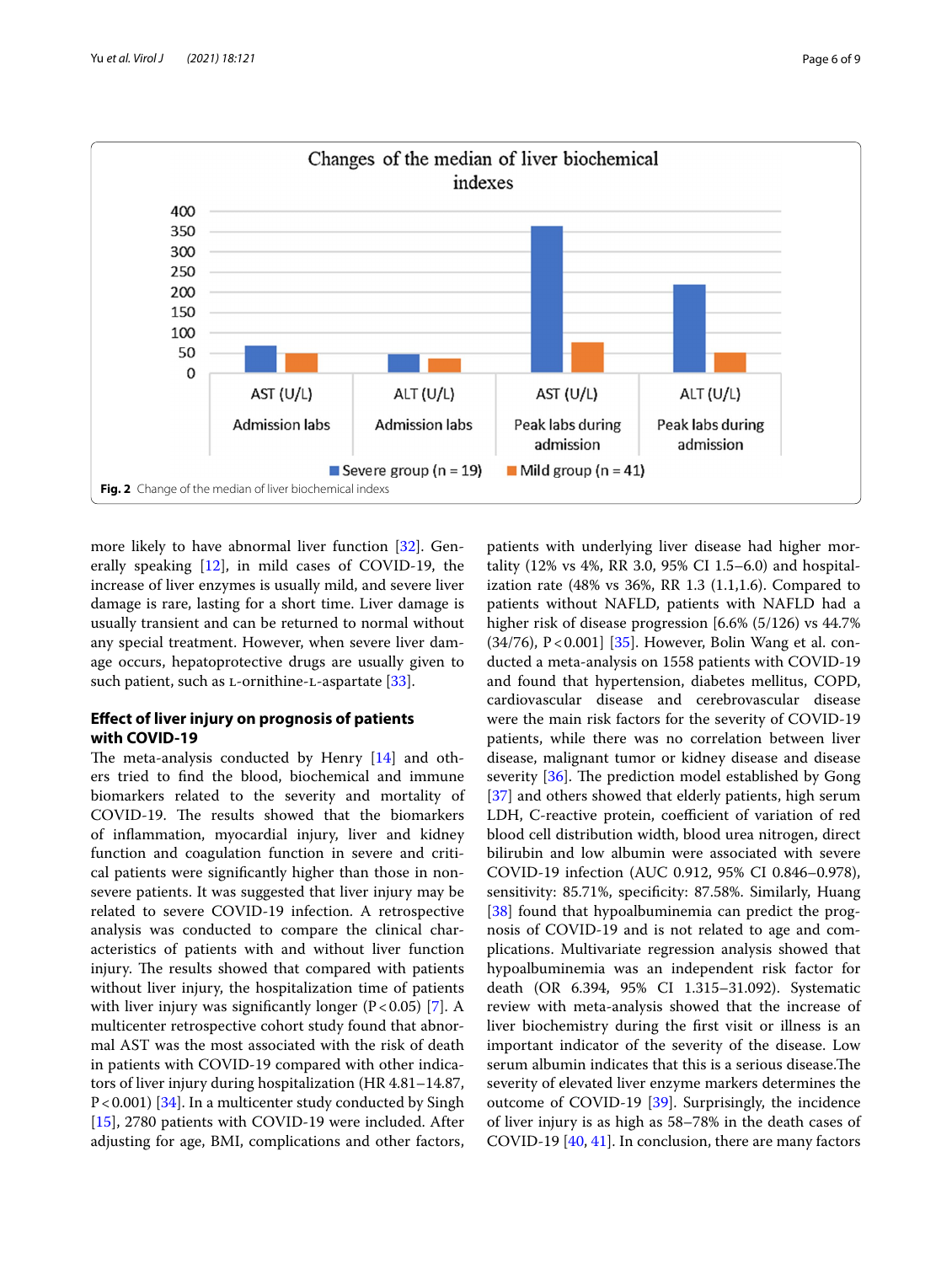Changes of the median of liver biochemical indexes

Fig. 2 Change of the median of liver biochemical indexes

more likely to have abnormal liver function [32]. Generally speaking [12], in mild cases of COVID-19, the increase of liver enzymes is usually mild, and severe liver damage is rare, lasting for a short time. Liver damage is usually transient and can be returned to normal without any special treatment. However, when severe liver damage occurs, hepatoprotective drugs are usually given to such patient, such as L-ornithine-L-aspartate [33].

## Effect of liver injury on prognosis of patients with COVID-19

The meta-analysis conducted by Henry [14] and others tried to find the blood, biochemical and immune biomarkers related to the severity and mortality of COVID-19. The results showed that the biomarkers of inflammation, myocardial injury, liver and kidney function and coagulation function in severe and critical patients were significantly higher than those in non-severe patients. It was suggested that liver injury may be related to severe COVID-19 infection. A retrospective analysis was conducted to compare the clinical characteristics of patients with and without liver function injury. The results showed that compared with patients without liver injury, the hospitalization time of patients with liver injury was significantly longer ($P < 0.05$) [7]. A multicenter retrospective cohort study found that abnormal AST was the most associated with the risk of death in patients with COVID-19 compared with other indicators of liver injury during hospitalization (HR 4.81–14.87, $P < 0.001$) [34]. In a multicenter study conducted by Singh [15], 2780 patients with COVID-19 were included. After adjusting for age, BMI, complications and other factors, patients with underlying liver disease had higher mortality (12% vs 4%, RR 3.0, 95% CI 1.5–6.0) and hospitalization rate (48% vs 36%, RR 1.3 (1.1,1.6). Compared to patients without NAFLD, patients with NAFLD had a higher risk of disease progression [6.6% (5/126) vs 44.7% (34/76), $P < 0.001$] [35]. However, Bolin Wang et al. conducted a meta-analysis on 1558 patients with COVID-19 and found that hypertension, diabetes mellitus, COPD, cardiovascular disease and cerebrovascular disease were the main risk factors for the severity of COVID-19 patients, while there was no correlation between liver disease, malignant tumor or kidney disease and disease severity [36]. The prediction model established by Gong [37] and others showed that elderly patients, high serum LDH, C-reactive protein, coefficient of variation of red blood cell distribution width, blood urea nitrogen, direct bilirubin and low albumin were associated with severe COVID-19 infection (AUC 0.912, 95% CI 0.846–0.978), sensitivity: 85.71%, specificity: 87.58%. Similarly, Huang [38] found that hypoalbuminemia can predict the prognosis of COVID-19 and is not related to age and complications. Multivariate regression analysis showed that hypoalbuminemia was an independent risk factor for death (OR 6.394, 95% CI 1.315–31.092). Systematic review with meta-analysis showed that the increase of liver biochemistry during the first visit or illness is an important indicator of the severity of the disease. Low serum albumin indicates that this is a serious disease.The severity of elevated liver enzyme markers determines the outcome of COVID-19 [39]. Surprisingly, the incidence of liver injury is as high as 58–78% in the death cases of COVID-19 [40, 41]. In conclusion, there are many factors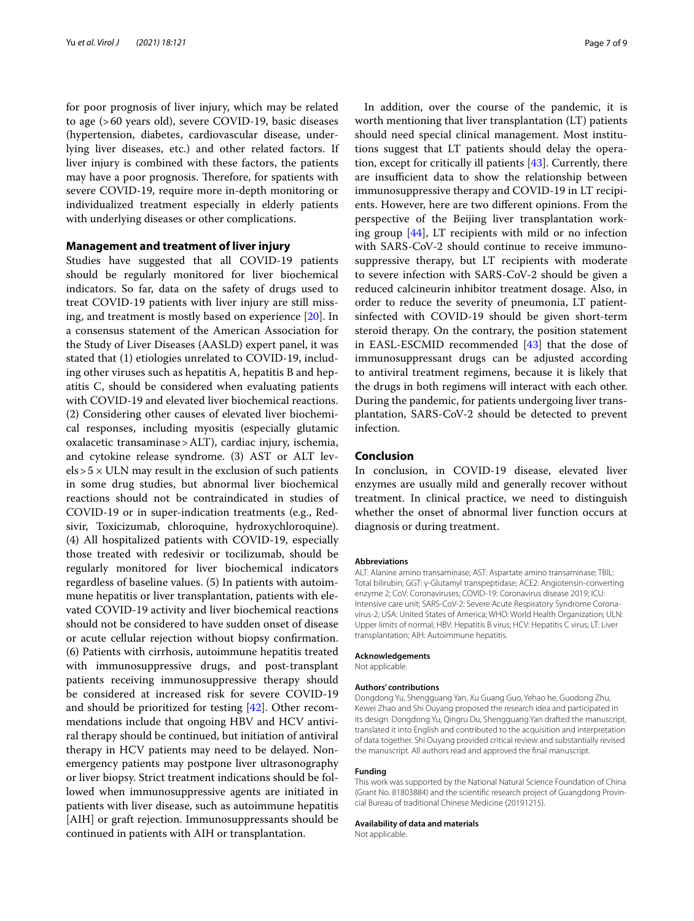for poor prognosis of liver injury, which may be related to age (>60 years old), severe COVID-19, basic diseases (hypertension, diabetes, cardiovascular disease, underlying liver diseases, etc.) and other related factors. If liver injury is combined with these factors, the patients may have a poor prognosis. Therefore, for spatients with severe COVID-19, require more in-depth monitoring or individualized treatment especially in elderly patients with underlying diseases or other complications.

## Management and treatment of liver injury

Studies have suggested that all COVID-19 patients should be regularly monitored for liver biochemical indicators. So far, data on the safety of drugs used to treat COVID-19 patients with liver injury are still missing, and treatment is mostly based on experience [20]. In a consensus statement of the American Association for the Study of Liver Diseases (AASLD) expert panel, it was stated that (1) etiologies unrelated to COVID-19, including other viruses such as hepatitis A, hepatitis B and hepatitis C, should be considered when evaluating patients with COVID-19 and elevated liver biochemical reactions. (2) Considering other causes of elevated liver biochemical responses, including myositis (especially glutamic oxalacetic transaminase > ALT), cardiac injury, ischemia, and cytokine release syndrome. (3) AST or ALT levels > 5 × ULN may result in the exclusion of such patients in some drug studies, but abnormal liver biochemical reactions should not be contraindicated in studies of COVID-19 or in super-indication treatments (e.g., Redsivir, Toxicizumab, chloroquine, hydroxychloroquine). (4) All hospitalized patients with COVID-19, especially those treated with redesivir or tocilizumab, should be regularly monitored for liver biochemical indicators regardless of baseline values. (5) In patients with autoimmune hepatitis or liver transplantation, patients with elevated COVID-19 activity and liver biochemical reactions should not be considered to have sudden onset of disease or acute cellular rejection without biopsy confirmation. (6) Patients with cirrhosis, autoimmune hepatitis treated with immunosuppressive drugs, and post-transplant patients receiving immunosuppressive therapy should be considered at increased risk for severe COVID-19 and should be prioritized for testing [42]. Other recommendations include that ongoing HBV and HCV antiviral therapy should be continued, but initiation of antiviral therapy in HCV patients may need to be delayed. Non-emergency patients may postpone liver ultrasonography or liver biopsy. Strict treatment indications should be followed when immunosuppressive agents are initiated in patients with liver disease, such as autoimmune hepatitis [AIH] or graft rejection. Immunosuppressants should be continued in patients with AIH or transplantation.

In addition, over the course of the pandemic, it is worth mentioning that liver transplantation (LT) patients should need special clinical management. Most institutions suggest that LT patients should delay the operation, except for critically ill patients [43]. Currently, there are insufficient data to show the relationship between immunosuppressive therapy and COVID-19 in LT recipients. However, here are two different opinions. From the perspective of the Beijing liver transplantation working group [44], LT recipients with mild or no infection with SARS-CoV-2 should continue to receive immunosuppressive therapy, but LT recipients with moderate to severe infection with SARS-CoV-2 should be given a reduced calcineurin inhibitor treatment dosage. Also, in order to reduce the severity of pneumonia, LT patientsinfected with COVID-19 should be given short-term steroid therapy. On the contrary, the position statement in EASL-ESCMID recommended [43] that the dose of immunosuppressant drugs can be adjusted according to antiviral treatment regimens, because it is likely that the drugs in both regimens will interact with each other. During the pandemic, for patients undergoing liver transplantation, SARS-CoV-2 should be detected to prevent infection.

## Conclusion

In conclusion, in COVID-19 disease, elevated liver enzymes are usually mild and generally recover without treatment. In clinical practice, we need to distinguish whether the onset of abnormal liver function occurs at diagnosis or during treatment.

#### Abbreviations

ALT: Alanine amino transaminase; AST: Aspartate amino transaminase; TBIL: Total bilirubin; GGT: γ-Glutamyl transpeptidase; ACE2: Angiotensin-converting enzyme 2; CoV: Coronaviruses; COVID-19: Coronavirus disease 2019; ICU: Intensive care unit; SARS-CoV-2: Severe Acute Respiratory Syndrome Coronavirus-2; USA: United States of America; WHO: World Health Organization; ULN: Upper limits of normal; HBV: Hepatitis B virus; HCV: Hepatitis C virus; LT: Liver transplantation; AIH: Autoimmune hepatitis.

#### Acknowledgements

Not applicable.

#### Authors' contributions

Dongdong Yu, Shengguang Yan, Xu Guang Guo, Yehao he, Guodong Zhu, Kewei Zhao and Shi Ouyang proposed the research idea and participated in its design. Dongdong Yu, Qingru Du, Shengguang Yan drafted the manuscript, translated it into English and contributed to the acquisition and interpretation of data together. Shi Ouyang provided critical review and substantially revised the manuscript. All authors read and approved the final manuscript.

#### Funding

This work was supported by the National Natural Science Foundation of China (Grant No. 81803884) and the scientific research project of Guangdong Provincial Bureau of traditional Chinese Medicine (20191215).

#### Availability of data and materials

Not applicable.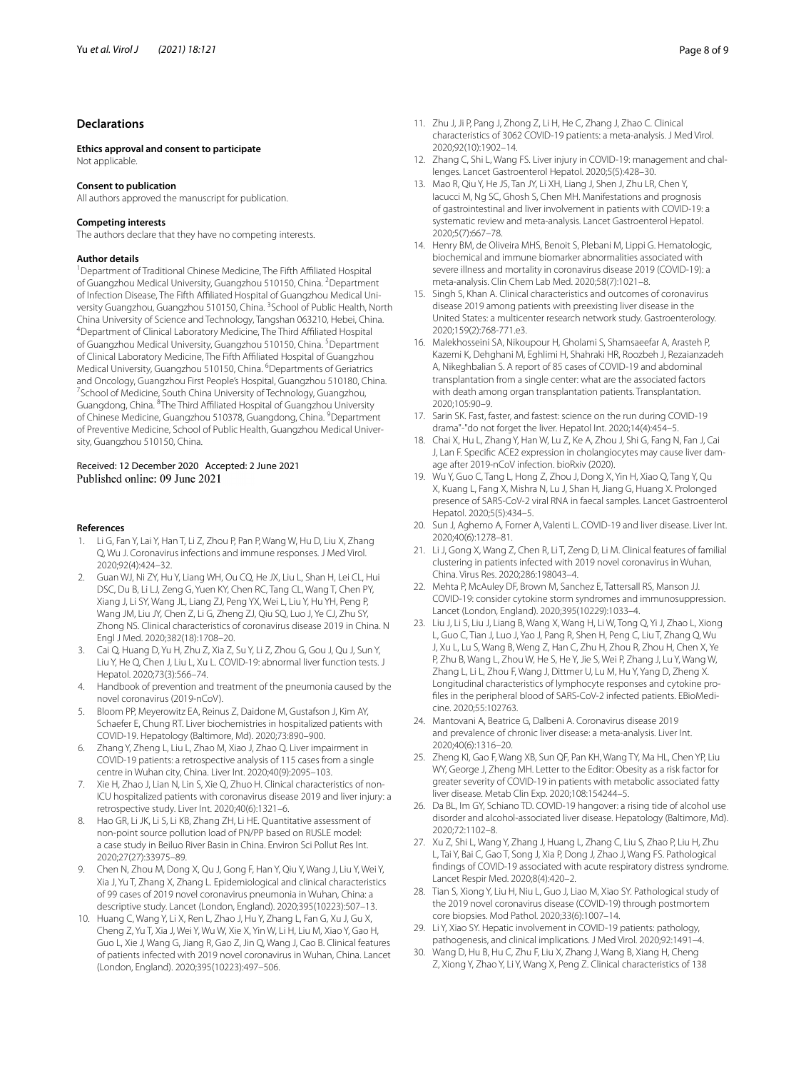## Declarations

### Ethics approval and consent to participate

Not applicable.

### Consent to publication

All authors approved the manuscript for publication.

### Competing interests

The authors declare that they have no competing interests.

### Author details

[1]Department of Traditional Chinese Medicine, The Fifth Affiliated Hospital of Guangzhou Medical University, Guangzhou 510150, China. [2]Department of Infection Disease, The Fifth Affiliated Hospital of Guangzhou Medical University Guangzhou, Guangzhou 510150, China. [3]School of Public Health, North China University of Science and Technology, Tangshan 063210, Hebei, China. [4]Department of Clinical Laboratory Medicine, The Third Affiliated Hospital of Guangzhou Medical University, Guangzhou 510150, China. [5]Department of Clinical Laboratory Medicine, The Fifth Affiliated Hospital of Guangzhou Medical University, Guangzhou 510150, China. [6]Departments of Geriatrics and Oncology, Guangzhou First People's Hospital, Guangzhou 510180, China. [7]School of Medicine, South China University of Technology, Guangzhou, Guangdong, China. [8]The Third Affiliated Hospital of Guangzhou University of Chinese Medicine, Guangzhou 510378, Guangdong, China. [9]Department of Preventive Medicine, School of Public Health, Guangzhou Medical University, Guangzhou 510150, China.

Received: 12 December 2020 Accepted: 2 June 2021
Published online: 09 June 2021

### References

1. Li G, Fan Y, Lai Y, Han T, Li Z, Zhou P, Pan P, Wang W, Hu D, Liu X, Zhang Q, Wu J. Coronavirus infections and immune responses. J Med Virol. 2020;92(4):424–32.
2. Guan WJ, Ni ZY, Hu Y, Liang WH, Ou CQ, He JX, Liu L, Shan H, Lei CL, Hui DSC, Du B, Li LJ, Zeng G, Yuen KY, Chen RC, Tang CL, Wang T, Chen PY, Xiang J, Li SY, Wang JL, Liang ZJ, Peng YX, Wei L, Liu Y, Hu YH, Peng P, Wang JM, Liu JY, Chen Z, Li G, Zheng ZJ, Qiu SQ, Luo J, Ye CJ, Zhu SY, Zhong NS. Clinical characteristics of coronavirus disease 2019 in China. N Engl J Med. 2020;382(18):1708–20.
3. Cai Q, Huang D, Yu H, Zhu Z, Xia Z, Su Y, Li Z, Zhou G, Gou J, Qu J, Sun Y, Liu Y, He Q, Chen J, Liu L, Xu L. COVID-19: abnormal liver function tests. J Hepatol. 2020;73(3):566–74.
4. Handbook of prevention and treatment of the pneumonia caused by the novel coronavirus (2019-nCoV).
5. Bloom PP, Meyerowitz EA, Reinus Z, Daidone M, Gustafson J, Kim AY, Schaefer E, Chung RT. Liver biochemistries in hospitalized patients with COVID-19. Hepatology (Baltimore, Md). 2020;73:890–900.
6. Zhang Y, Zheng L, Liu L, Zhao M, Xiao J, Zhao Q. Liver impairment in COVID-19 patients: a retrospective analysis of 115 cases from a single centre in Wuhan city, China. Liver Int. 2020;40(9):2095–103.
7. Xie H, Zhao J, Lian N, Lin S, Xie Q, Zhuo H. Clinical characteristics of non-ICU hospitalized patients with coronavirus disease 2019 and liver injury: a retrospective study. Liver Int. 2020;40(6):1321–6.
8. Hao GR, Li JK, Li S, Li KB, Zhang ZH, Li HE. Quantitative assessment of non-point source pollution load of PN/PP based on RUSLE model: a case study in Beiluo River Basin in China. Environ Sci Pollut Res Int. 2020;27(27):33975–89.
9. Chen N, Zhou M, Dong X, Qu J, Gong F, Han Y, Qiu Y, Wang J, Liu Y, Wei Y, Xia J, Yu T, Zhang X, Zhang L. Epidemiological and clinical characteristics of 99 cases of 2019 novel coronavirus pneumonia in Wuhan, China: a descriptive study. Lancet (London, England). 2020;395(10223):507–13.
10. Huang C, Wang Y, Li X, Ren L, Zhao J, Hu Y, Zhang L, Fan G, Xu J, Gu X, Cheng Z, Yu T, Xia J, Wei Y, Wu W, Xie X, Yin W, Li H, Liu M, Xiao Y, Gao H, Guo L, Xie J, Wang G, Jiang R, Gao Z, Jin Q, Wang J, Cao B. Clinical features of patients infected with 2019 novel coronavirus in Wuhan, China. Lancet (London, England). 2020;395(10223):497–506.
11. Zhu J, Ji P, Pang J, Zhong Z, Li H, He C, Zhang J, Zhao C. Clinical characteristics of 3062 COVID-19 patients: a meta-analysis. J Med Virol. 2020;92(10):1902–14.
12. Zhang C, Shi L, Wang FS. Liver injury in COVID-19: management and challenges. Lancet Gastroenterol Hepatol. 2020;5(5):428–30.
13. Mao R, Qiu Y, He JS, Tan JY, Li XH, Liang J, Shen J, Zhu LR, Chen Y, Iacucci M, Ng SC, Ghosh S, Chen MH. Manifestations and prognosis of gastrointestinal and liver involvement in patients with COVID-19: a systematic review and meta-analysis. Lancet Gastroenterol Hepatol. 2020;5(7):667–78.
14. Henry BM, de Oliveira MHS, Benoit S, Plebani M, Lippi G. Hematologic, biochemical and immune biomarker abnormalities associated with severe illness and mortality in coronavirus disease 2019 (COVID-19): a meta-analysis. Clin Chem Lab Med. 2020;58(7):1021–8.
15. Singh S, Khan A. Clinical characteristics and outcomes of coronavirus disease 2019 among patients with preexisting liver disease in the United States: a multicenter research network study. Gastroenterology. 2020;159(2):768-771.e3.
16. Malekhosseini SA, Nikoupour H, Gholami S, Shamsaeefar A, Arasteh P, Kazemi K, Dehghani M, Eghlimi H, Shahraki HR, Roozbeh J, Rezaianzadeh A, Nikeghbalian S. A report of 85 cases of COVID-19 and abdominal transplantation from a single center: what are the associated factors with death among organ transplantation patients. Transplantation. 2020;105:90–9.
17. Sarin SK. Fast, faster, and fastest: science on the run during COVID-19 drama"-"do not forget the liver. Hepatol Int. 2020;14(4):454–5.
18. Chai X, Hu L, Zhang Y, Han W, Lu Z, Ke A, Zhou J, Shi G, Fang N, Fan J, Cai J, Lan F. Specific ACE2 expression in cholangiocytes may cause liver damage after 2019-nCoV infection. bioRxiv (2020).
19. Wu Y, Guo C, Tang L, Hong Z, Zhou J, Dong X, Yin H, Xiao Q, Tang Y, Qu X, Kuang L, Fang X, Mishra N, Lu J, Shan H, Jiang G, Huang X. Prolonged presence of SARS-CoV-2 viral RNA in faecal samples. Lancet Gastroenterol Hepatol. 2020;5(5):434–5.
20. Sun J, Aghemo A, Forner A, Valenti L. COVID-19 and liver disease. Liver Int. 2020;40(6):1278–81.
21. Li J, Gong X, Wang Z, Chen R, Li T, Zeng D, Li M. Clinical features of familial clustering in patients infected with 2019 novel coronavirus in Wuhan, China. Virus Res. 2020;286:198043–4.
22. Mehta P, McAuley DF, Brown M, Sanchez E, Tattersall RS, Manson JJ. COVID-19: consider cytokine storm syndromes and immunosuppression. Lancet (London, England). 2020;395(10229):1033–4.
23. Liu J, Li S, Liu J, Liang B, Wang X, Wang H, Li W, Tong Q, Yi J, Zhao L, Xiong L, Guo C, Tian J, Luo J, Yao J, Pang R, Shen H, Peng C, Liu T, Zhang Q, Wu J, Xu L, Lu S, Wang B, Weng Z, Han C, Zhu H, Zhou R, Zhou H, Chen X, Ye P, Zhu B, Wang L, Zhou W, He S, He Y, Jie S, Wei P, Zhang J, Lu Y, Wang W, Zhang L, Li L, Zhou F, Wang J, Dittmer U, Lu M, Hu Y, Yang D, Zheng X. Longitudinal characteristics of lymphocyte responses and cytokine profiles in the peripheral blood of SARS-CoV-2 infected patients. EBioMedicine. 2020;55:102763.
24. Mantovani A, Beatrice G, Dalbeni A. Coronavirus disease 2019 and prevalence of chronic liver disease: a meta-analysis. Liver Int. 2020;40(6):1316–20.
25. Zheng KI, Gao F, Wang XB, Sun QF, Pan KH, Wang TY, Ma HL, Chen YP, Liu WY, George J, Zheng MH. Letter to the Editor: Obesity as a risk factor for greater severity of COVID-19 in patients with metabolic associated fatty liver disease. Metab Clin Exp. 2020;108:154244–5.
26. Da BL, Im GY, Schiano TD. COVID-19 hangover: a rising tide of alcohol use disorder and alcohol-associated liver disease. Hepatology (Baltimore, Md). 2020;72:1102–8.
27. Xu Z, Shi L, Wang Y, Zhang J, Huang L, Zhang C, Liu S, Zhao P, Liu H, Zhu L, Tai Y, Bai C, Gao T, Song J, Xia P, Dong J, Zhao J, Wang FS. Pathological findings of COVID-19 associated with acute respiratory distress syndrome. Lancet Respir Med. 2020;8(4):420–2.
28. Tian S, Xiong Y, Liu H, Niu L, Guo J, Liao M, Xiao SY. Pathological study of the 2019 novel coronavirus disease (COVID-19) through postmortem core biopsies. Mod Pathol. 2020;33(6):1007–14.
29. Li Y, Xiao SY. Hepatic involvement in COVID-19 patients: pathology, pathogenesis, and clinical implications. J Med Virol. 2020;92:1491–4.
30. Wang D, Hu B, Hu C, Zhu F, Liu X, Zhang J, Wang B, Xiang H, Cheng Z, Xiong Y, Zhao Y, Li Y, Wang X, Peng Z. Clinical characteristics of 138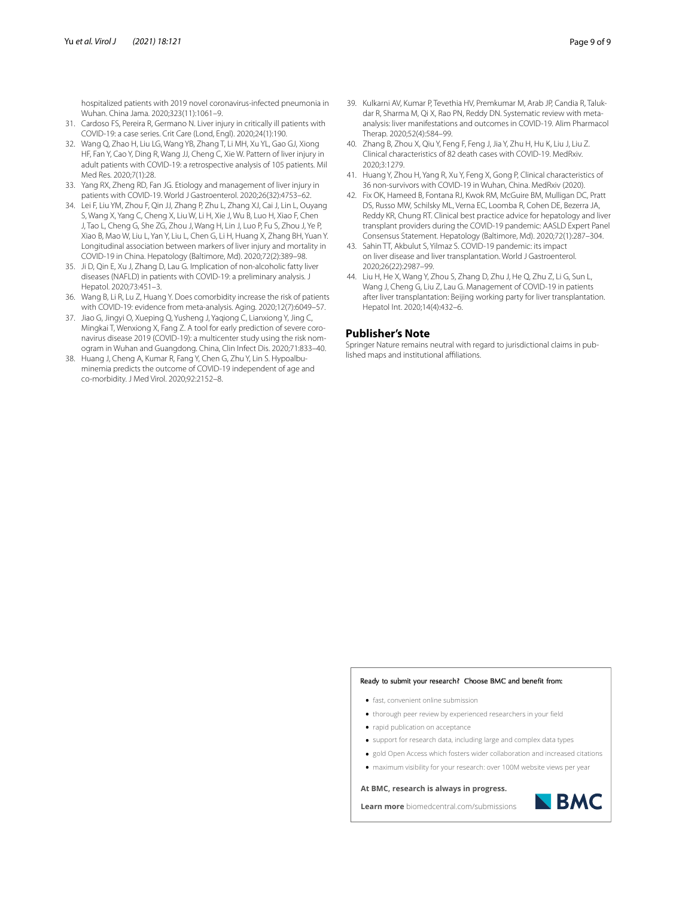hospitalized patients with 2019 novel coronavirus-infected pneumonia in Wuhan. China Jama. 2020;323(11):1061–9.

31. Cardoso FS, Pereira R, Germano N. Liver injury in critically ill patients with COVID-19: a case series. Crit Care (Lond, Engl). 2020;24(1):190.
32. Wang Q, Zhao H, Liu LG, Wang YB, Zhang T, Li MH, Xu YL, Gao GJ, Xiong HF, Fan Y, Cao Y, Ding R, Wang JJ, Cheng C, Xie W. Pattern of liver injury in adult patients with COVID-19: a retrospective analysis of 105 patients. Mil Med Res. 2020;7(1):28.
33. Yang RX, Zheng RD, Fan JG. Etiology and management of liver injury in patients with COVID-19. World J Gastroenterol. 2020;26(32):4753–62.
34. Lei F, Liu YM, Zhou F, Qin JJ, Zhang P, Zhu L, Zhang XJ, Cai J, Lin L, Ouyang S, Wang X, Yang C, Cheng X, Liu W, Li H, Xie J, Wu B, Luo H, Xiao F, Chen J, Tao L, Cheng G, She ZG, Zhou J, Wang H, Lin J, Luo P, Fu S, Zhou J, Ye P, Xiao B, Mao W, Liu L, Yan Y, Liu L, Chen G, Li H, Huang X, Zhang BH, Yuan Y. Longitudinal association between markers of liver injury and mortality in COVID-19 in China. Hepatology (Baltimore, Md). 2020;72(2):389–98.
35. Ji D, Qin E, Xu J, Zhang D, Lau G. Implication of non-alcoholic fatty liver diseases (NAFLD) in patients with COVID-19: a preliminary analysis. J Hepatol. 2020;73:451–3.
36. Wang B, Li R, Lu Z, Huang Y. Does comorbidity increase the risk of patients with COVID-19: evidence from meta-analysis. Aging. 2020;12(7):6049–57.
37. Jiao G, Jingyi O, Xueping Q, Yusheng J, Yaqiong C, Lianxiong Y, Jing C, Mingkai T, Wenxiong X, Fang Z. A tool for early prediction of severe coronavirus disease 2019 (COVID-19): a multicenter study using the risk nomogram in Wuhan and Guangdong. China, Clin Infect Dis. 2020;71:833–40.
38. Huang J, Cheng A, Kumar R, Fang Y, Chen G, Zhu Y, Lin S. Hypoalbuminemia predicts the outcome of COVID-19 independent of age and co-morbidity. J Med Virol. 2020;92:2152–8.
39. Kulkarni AV, Kumar P, Tevethia HV, Premkumar M, Arab JP, Candia R, Talukdar R, Sharma M, Qi X, Rao PN, Reddy DN. Systematic review with meta-analysis: liver manifestations and outcomes in COVID-19. Alim Pharmacol Therap. 2020;52(4):584–99.
40. Zhang B, Zhou X, Qiu Y, Feng F, Feng J, Jia Y, Zhu H, Hu K, Liu J, Liu Z. Clinical characteristics of 82 death cases with COVID-19. MedRxiv. 2020;3:1279.
41. Huang Y, Zhou H, Yang R, Xu Y, Feng X, Gong P, Clinical characteristics of 36 non-survivors with COVID-19 in Wuhan, China. MedRxiv (2020).
42. Fix OK, Hameed B, Fontana RJ, Kwok RM, McGuire BM, Mulligan DC, Pratt DS, Russo MW, Schilsky ML, Verna EC, Loomba R, Cohen DE, Bezerra JA, Reddy KR, Chung RT. Clinical best practice advice for hepatology and liver transplant providers during the COVID-19 pandemic: AASLD Expert Panel Consensus Statement. Hepatology (Baltimore, Md). 2020;72(1):287–304.
43. Sahin TT, Akbulut S, Yilmaz S. COVID-19 pandemic: its impact on liver disease and liver transplantation. World J Gastroenterol. 2020;26(22):2987–99.
44. Liu H, He X, Wang Y, Zhou S, Zhang D, Zhu J, He Q, Zhu Z, Li G, Sun L, Wang J, Cheng G, Liu Z, Lau G. Management of COVID-19 in patients after liver transplantation: Beijing working party for liver transplantation. Hepatol Int. 2020;14(4):432–6.

## Publisher's Note

Springer Nature remains neutral with regard to jurisdictional claims in published maps and institutional affiliations.

Ready to submit your research? Choose BMC and benefit from:

- fast, convenient online submission
- thorough peer review by experienced researchers in your field
- rapid publication on acceptance
- support for research data, including large and complex data types
- gold Open Access which fosters wider collaboration and increased citations
- maximum visibility for your research: over 100M website views per year

**At BMC, research is always in progress.**

**Learn more** biomedcentral.com/submissions

BMC